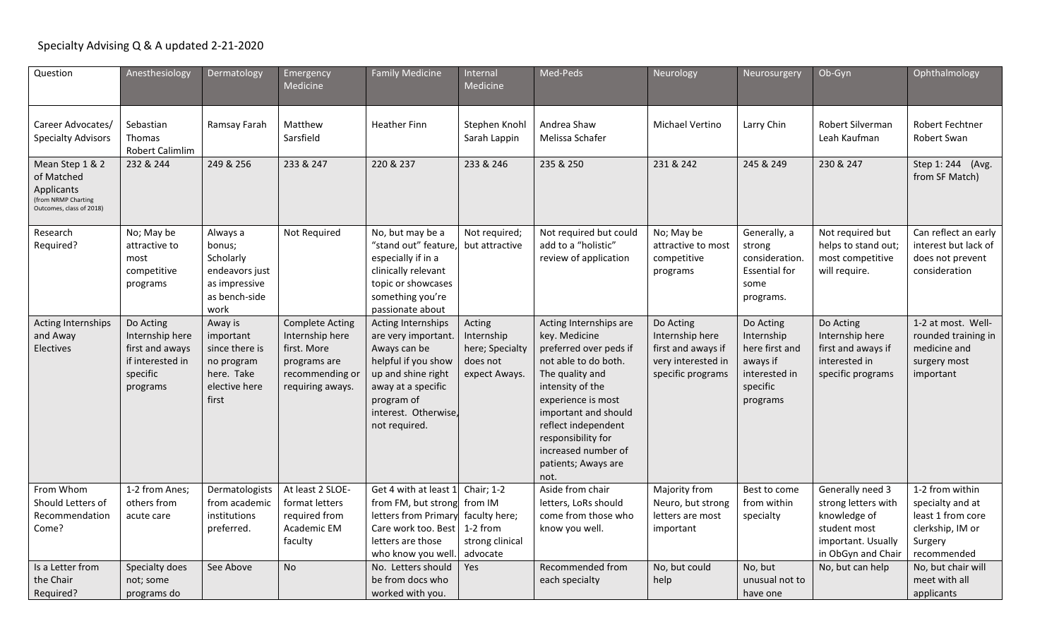Specialty Advising Q & A updated 2-21-2020

| Question | Anesthesiology | Dermatology | Emergency Medicine | Family Medicine | Internal Medicine | Med-Peds | Neurology | Neurosurgery | Ob-Gyn | Ophthalmology |
|---|---|---|---|---|---|---|---|---|---|---|
| Career Advocates/ Specialty Advisors | Sebastian Thomas Robert Calimlim | Ramsay Farah | Matthew Sarsfield | Heather Finn | Stephen Knohl Sarah Lappin | Andrea Shaw Melissa Schafer | Michael Vertino | Larry Chin | Robert Silverman Leah Kaufman | Robert Fechtner Robert Swan |
| Mean Step 1 & 2 of Matched Applicants (from NRMP Charting Outcomes, class of 2018) | 232 & 244 | 249 & 256 | 233 & 247 | 220 & 237 | 233 & 246 | 235 & 250 | 231 & 242 | 245 & 249 | 230 & 247 | Step 1: 244 (Avg. from SF Match) |
| Research Required? | No; May be attractive to most competitive programs | Always a bonus; Scholarly endeavors just as impressive as bench-side work | Not Required | No, but may be a "stand out" feature, especially if in a clinically relevant topic or showcases something you're passionate about | Not required; but attractive | Not required but could add to a "holistic" review of application | No; May be attractive to most competitive programs | Generally, a strong consideration. Essential for some programs. | Not required but helps to stand out; most competitive will require. | Can reflect an early interest but lack of does not prevent consideration |
| Acting Internships and Away Electives | Do Acting Internship here first and aways if interested in specific programs | Away is important since there is no program here. Take elective here first | Complete Acting Internship here first. More programs are recommending or requiring aways. | Acting Internships are very important. Aways can be helpful if you show up and shine right away at a specific program of interest. Otherwise, not required. | Acting Internship here; Specialty does not expect Aways. | Acting Internships are key. Medicine preferred over peds if not able to do both. The quality and intensity of the experience is most important and should reflect independent responsibility for increased number of patients; Aways are not. | Do Acting Internship here first and aways if very interested in specific programs | Do Acting Internship here first and aways if interested in specific programs | Do Acting Internship here first and aways if interested in specific programs | 1-2 at most. Well-rounded training in medicine and surgery most important |
| From Whom Should Letters of Recommendation Come? | 1-2 from Anes; others from acute care | Dermatologists from academic institutions preferred. | At least 2 SLOE-format letters required from Academic EM faculty | Get 4 with at least 1 from FM, but strong letters from Primary Care work too. Best letters are those who know you well. | Chair; 1-2 from IM faculty here; 1-2 from strong clinical advocate | Aside from chair letters, LoRs should come from those who know you well. | Majority from Neuro, but strong letters are most important | Best to come from within specialty | Generally need 3 strong letters with knowledge of student most important. Usually in ObGyn and Chair | 1-2 from within specialty and at least 1 from core clerkship, IM or Surgery recommended |
| Is a Letter from the Chair Required? | Specialty does not; some programs do | See Above | No | No. Letters should be from docs who worked with you. | Yes | Recommended from each specialty | No, but could help | No, but unusual not to have one | No, but can help | No, but chair will meet with all applicants |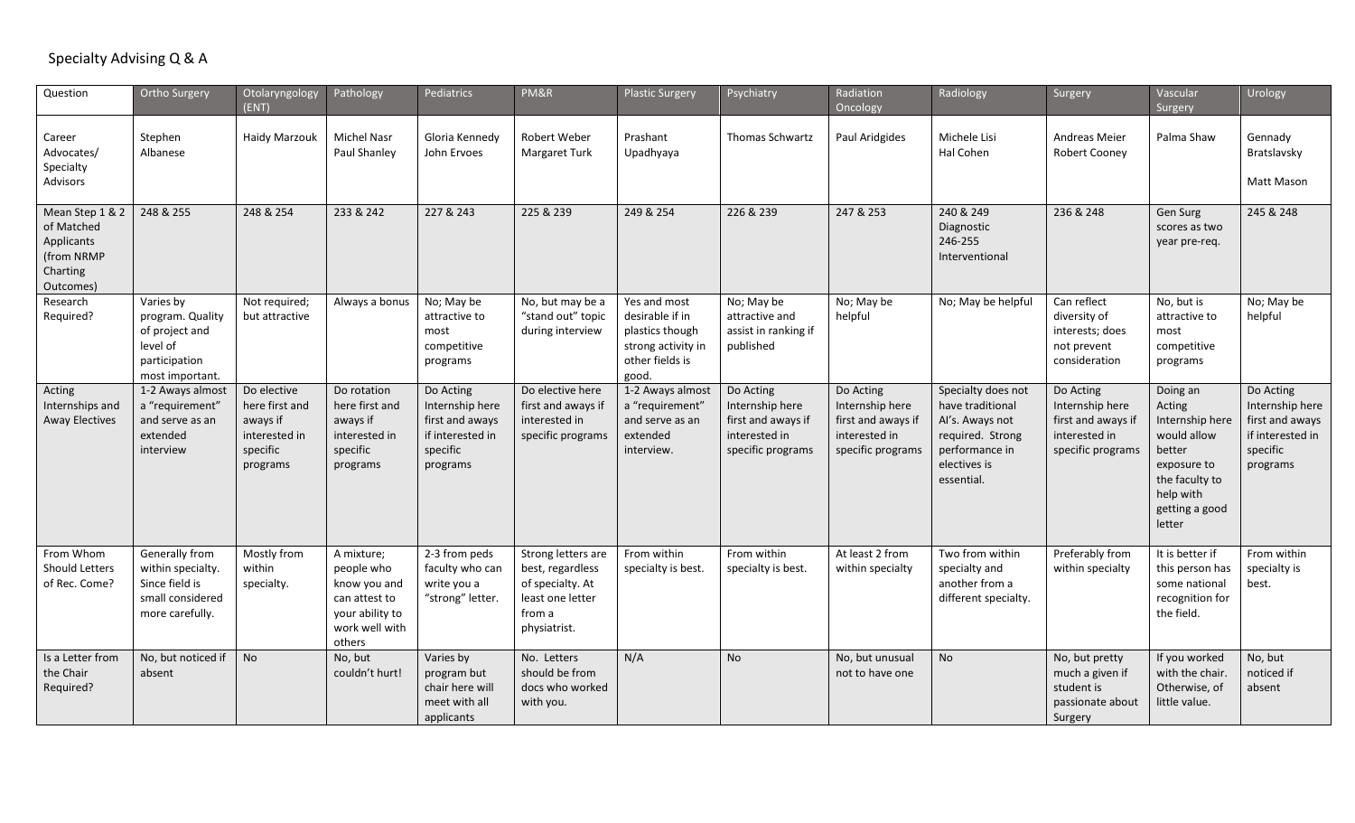Specialty Advising Q & A

| Question | Ortho Surgery | Otolaryngology (ENT) | Pathology | Pediatrics | PM&R | Plastic Surgery | Psychiatry | Radiation Oncology | Radiology | Surgery | Vascular Surgery | Urology |
|---|---|---|---|---|---|---|---|---|---|---|---|---|
| Career Advocates/ Specialty Advisors | Stephen Albanese | Haidy Marzouk | Michel Nasr Paul Shanley | Gloria Kennedy John Ervoes | Robert Weber Margaret Turk | Prashant Upadhyaya | Thomas Schwartz | Paul Aridgides | Michele Lisi Hal Cohen | Andreas Meier Robert Cooney | Palma Shaw | Gennady Bratslavsky Matt Mason |
| Mean Step 1 & 2 of Matched Applicants (from NRMP Charting Outcomes) | 248 & 255 | 248 & 254 | 233 & 242 | 227 & 243 | 225 & 239 | 249 & 254 | 226 & 239 | 247 & 253 | 240 & 249 Diagnostic 246-255 Interventional | 236 & 248 | Gen Surg scores as two year pre-req. | 245 & 248 |
| Research Required? | Varies by program. Quality of project and level of participation most important. | Not required; but attractive | Always a bonus | No; May be attractive to most competitive programs | No, but may be a "stand out" topic during interview | Yes and most desirable if in plastics though strong activity in other fields is good. | No; May be attractive and assist in ranking if published | No; May be helpful | No; May be helpful | Can reflect diversity of interests; does not prevent consideration | No, but is attractive to most competitive programs | No; May be helpful |
| Acting Internships and Away Electives | 1-2 Aways almost a "requirement" and serve as an extended interview | Do elective here first and aways if interested in specific programs | Do rotation here first and aways if interested in specific programs | Do Acting Internship here first and aways if interested in specific programs | Do elective here first and aways if interested in specific programs | 1-2 Aways almost a "requirement" and serve as an extended interview. | Do Acting Internship here first and aways if interested in specific programs | Do Acting Internship here first and aways if interested in specific programs | Specialty does not have traditional AI's. Aways not required. Strong performance in electives is essential. | Do Acting Internship here first and aways if interested in specific programs | Doing an Acting Internship here would allow better exposure to the faculty to help with getting a good letter | Do Acting Internship here first and aways if interested in specific programs |
| From Whom Should Letters of Rec. Come? | Generally from within specialty. Since field is small considered more carefully. | Mostly from within specialty. | A mixture; people who know you and can attest to your ability to work well with others | 2-3 from peds faculty who can write you a "strong" letter. | Strong letters are best, regardless of specialty. At least one letter from a physiatrist. | From within specialty is best. | From within specialty is best. | At least 2 from within specialty | Two from within specialty and another from a different specialty. | Preferably from within specialty | It is better if this person has some national recognition for the field. | From within specialty is best. |
| Is a Letter from the Chair Required? | No, but noticed if absent | No | No, but couldn't hurt! | Varies by program but chair here will meet with all applicants | No. Letters should be from docs who worked with you. | N/A | No | No, but unusual not to have one | No | No, but pretty much a given if student is passionate about Surgery | If you worked with the chair. Otherwise, of little value. | No, but noticed if absent |